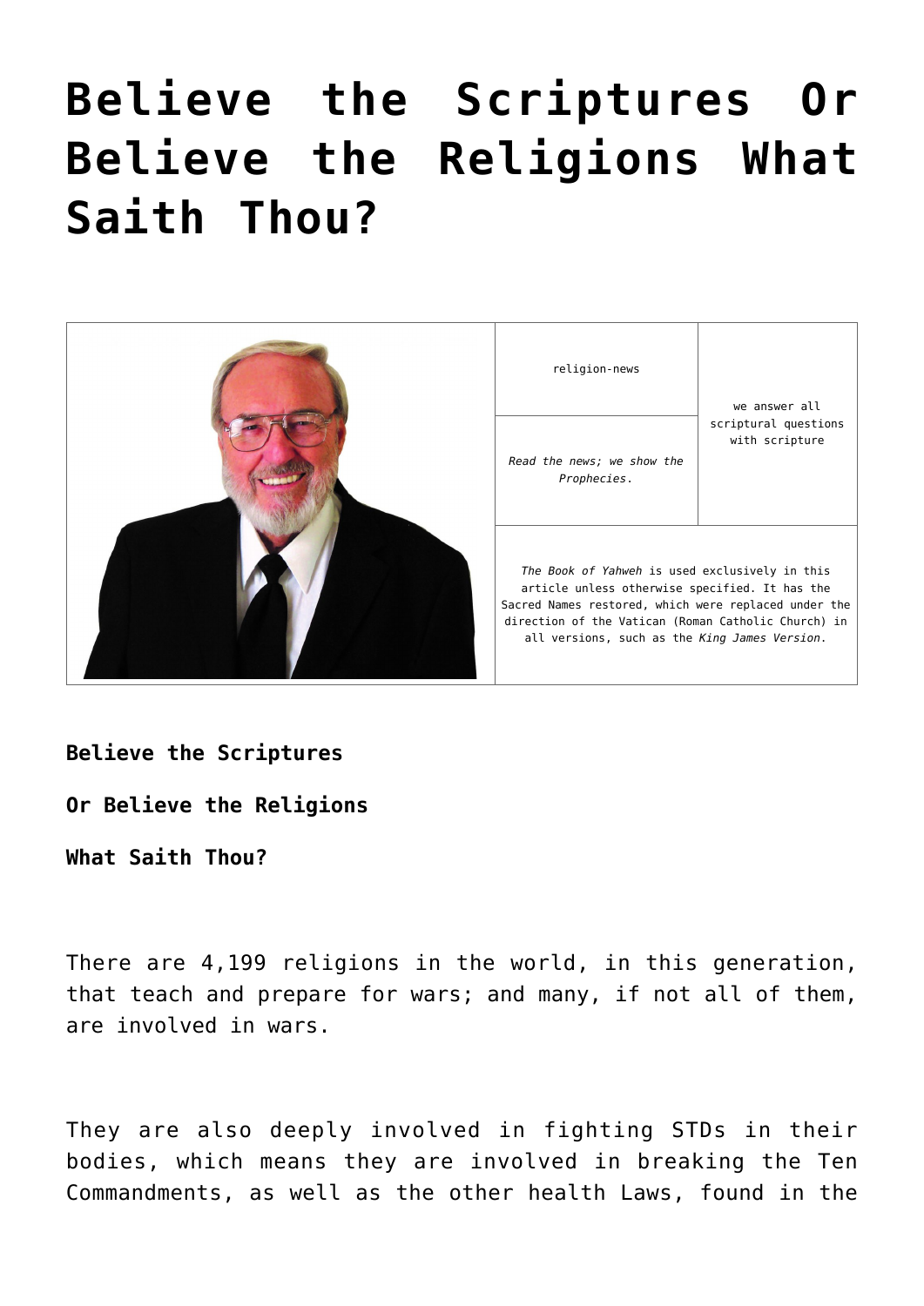# Believe the Scriptures Or Believe the Religions What Saith Thou?

| | religion-news | we answer all scriptural questions with scripture |
|---|---|---|
| | *Read the news; we show the Prophecies.* | |
| | *The Book of Yahweh* is used exclusively in this article unless otherwise specified. It has the Sacred Names restored, which were replaced under the direction of the Vatican (Roman Catholic Church) in all versions, such as the *King James Version*. | |

**Believe the Scriptures**

**Or Believe the Religions**

**What Saith Thou?**

There are 4,199 religions in the world, in this generation, that teach and prepare for wars; and many, if not all of them, are involved in wars.

They are also deeply involved in fighting STDs in their bodies, which means they are involved in breaking the Ten Commandments, as well as the other health Laws, found in the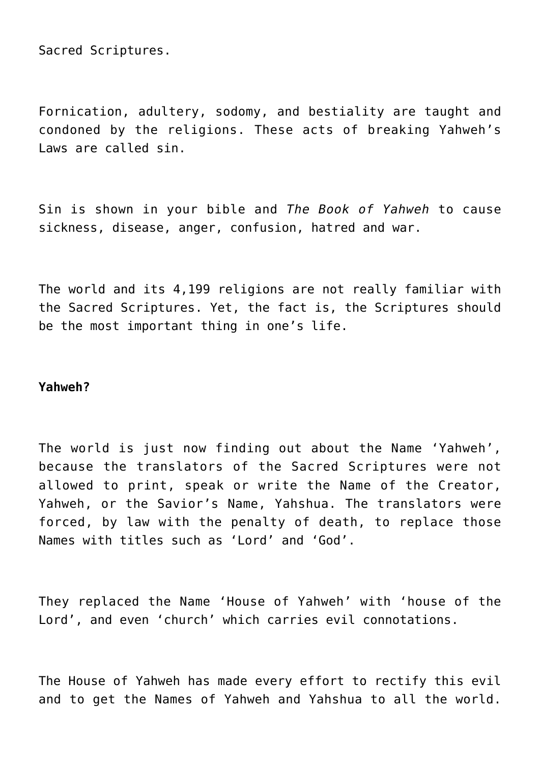Sacred Scriptures.

Fornication, adultery, sodomy, and bestiality are taught and condoned by the religions. These acts of breaking Yahweh's Laws are called sin.

Sin is shown in your bible and *The Book of Yahweh* to cause sickness, disease, anger, confusion, hatred and war.

The world and its 4,199 religions are not really familiar with the Sacred Scriptures. Yet, the fact is, the Scriptures should be the most important thing in one's life.

**Yahweh?**

The world is just now finding out about the Name 'Yahweh', because the translators of the Sacred Scriptures were not allowed to print, speak or write the Name of the Creator, Yahweh, or the Savior's Name, Yahshua. The translators were forced, by law with the penalty of death, to replace those Names with titles such as 'Lord' and 'God'.

They replaced the Name 'House of Yahweh' with 'house of the Lord', and even 'church' which carries evil connotations.

The House of Yahweh has made every effort to rectify this evil and to get the Names of Yahweh and Yahshua to all the world.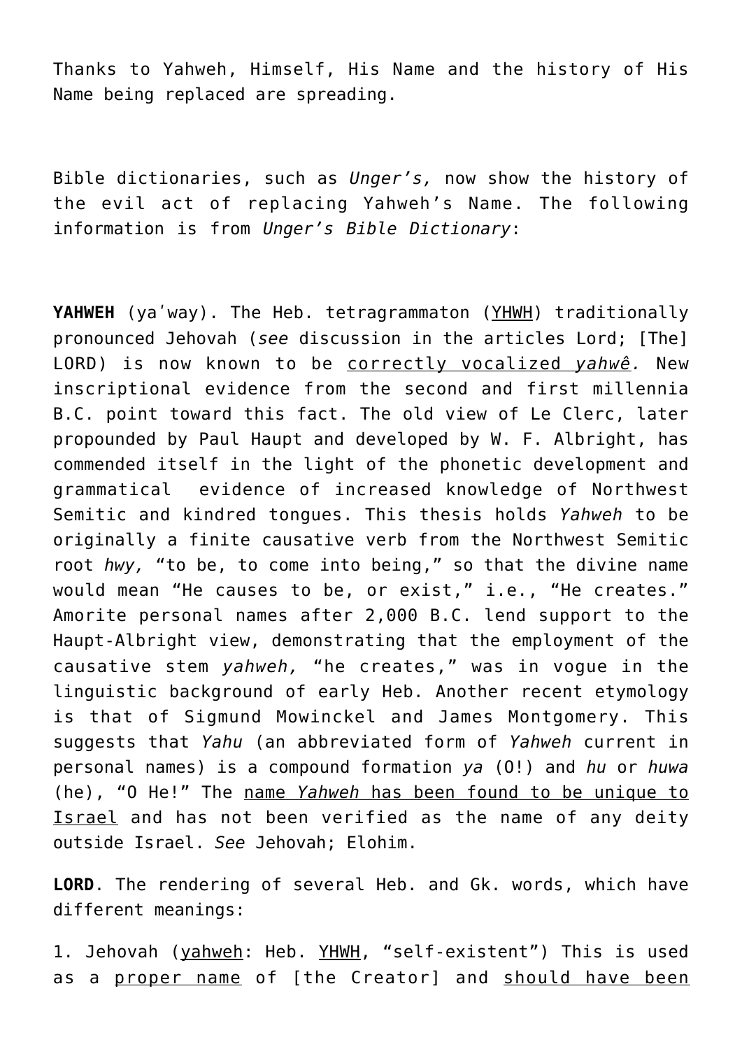Thanks to Yahweh, Himself, His Name and the history of His Name being replaced are spreading.

Bible dictionaries, such as *Unger's,* now show the history of the evil act of replacing Yahweh's Name. The following information is from *Unger's Bible Dictionary*:

**YAHWEH** (yaˈway). The Heb. tetragrammaton (<u>YHWH</u>) traditionally pronounced Jehovah (*see* discussion in the articles Lord; [The] LORD) is now known to be <u>correctly vocalized *yahwê*</u>*.* New inscriptional evidence from the second and first millennia B.C. point toward this fact. The old view of Le Clerc, later propounded by Paul Haupt and developed by W. F. Albright, has commended itself in the light of the phonetic development and grammatical evidence of increased knowledge of Northwest Semitic and kindred tongues. This thesis holds *Yahweh* to be originally a finite causative verb from the Northwest Semitic root *hwy,* "to be, to come into being," so that the divine name would mean "He causes to be, or exist," i.e., "He creates." Amorite personal names after 2,000 B.C. lend support to the Haupt-Albright view, demonstrating that the employment of the causative stem *yahweh,* "he creates," was in vogue in the linguistic background of early Heb. Another recent etymology is that of Sigmund Mowinckel and James Montgomery. This suggests that *Yahu* (an abbreviated form of *Yahweh* current in personal names) is a compound formation *ya* (O!) and *hu* or *huwa* (he), "O He!" The <u>name *Yahweh* has been found to be unique to Israel</u> and has not been verified as the name of any deity outside Israel. *See* Jehovah; Elohim.

**LORD**. The rendering of several Heb. and Gk. words, which have different meanings:

1. Jehovah (<u>yahweh</u>: Heb. <u>YHWH</u>, "self-existent") This is used as a <u>proper name</u> of [the Creator] and <u>should have been</u>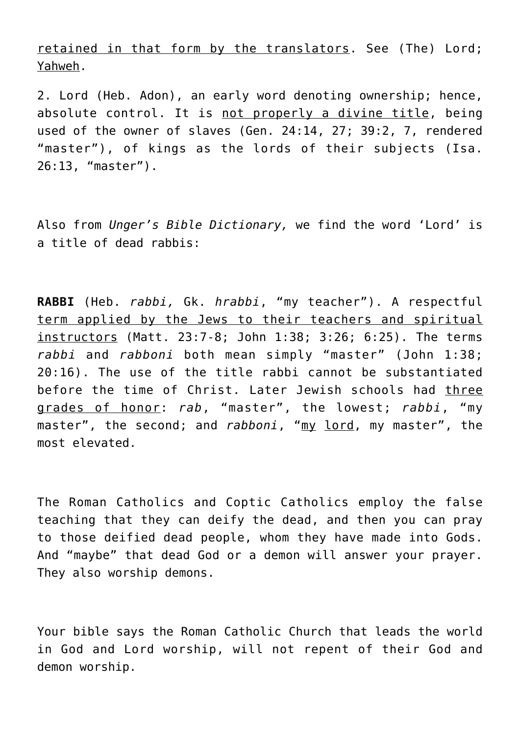retained in that form by the translators. See (The) Lord; Yahweh.

2. Lord (Heb. Adon), an early word denoting ownership; hence, absolute control. It is not properly a divine title, being used of the owner of slaves (Gen. 24:14, 27; 39:2, 7, rendered "master"), of kings as the lords of their subjects (Isa. 26:13, "master").

Also from *Unger's Bible Dictionary,* we find the word 'Lord' is a title of dead rabbis:

**RABBI** (Heb. *rabbi,* Gk. *hrabbi*, "my teacher"). A respectful term applied by the Jews to their teachers and spiritual instructors (Matt. 23:7-8; John 1:38; 3:26; 6:25). The terms *rabbi* and *rabboni* both mean simply "master" (John 1:38; 20:16). The use of the title rabbi cannot be substantiated before the time of Christ. Later Jewish schools had three grades of honor: *rab*, "master", the lowest; *rabbi*, "my master", the second; and *rabboni*, "my lord, my master", the most elevated.

The Roman Catholics and Coptic Catholics employ the false teaching that they can deify the dead, and then you can pray to those deified dead people, whom they have made into Gods. And "maybe" that dead God or a demon will answer your prayer. They also worship demons.

Your bible says the Roman Catholic Church that leads the world in God and Lord worship, will not repent of their God and demon worship.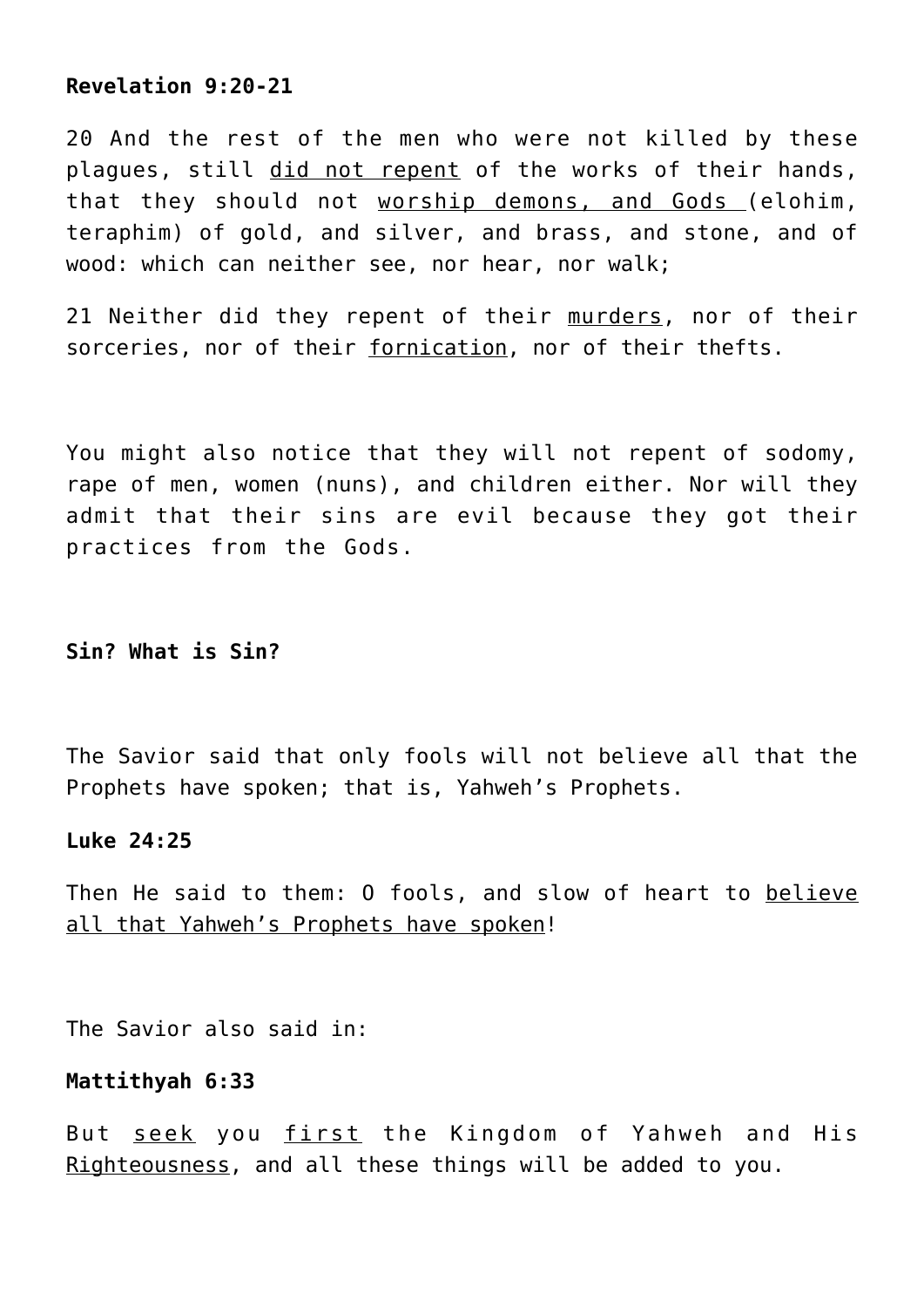**Revelation 9:20-21**

20 And the rest of the men who were not killed by these plagues, still <u>did not repent</u> of the works of their hands, that they should not <u>worship demons, and Gods </u>(elohim, teraphim) of gold, and silver, and brass, and stone, and of wood: which can neither see, nor hear, nor walk;

21 Neither did they repent of their <u>murders</u>, nor of their sorceries, nor of their <u>fornication</u>, nor of their thefts.

You might also notice that they will not repent of sodomy, rape of men, women (nuns), and children either. Nor will they admit that their sins are evil because they got their practices from the Gods.

**Sin? What is Sin?**

The Savior said that only fools will not believe all that the Prophets have spoken; that is, Yahweh's Prophets.

**Luke 24:25**

Then He said to them: O fools, and slow of heart to <u>believe all that Yahweh's Prophets have spoken</u>!

The Savior also said in:

**Mattithyah 6:33**

But <u>seek</u> you <u>first</u> the Kingdom of Yahweh and His <u>Righteousness</u>, and all these things will be added to you.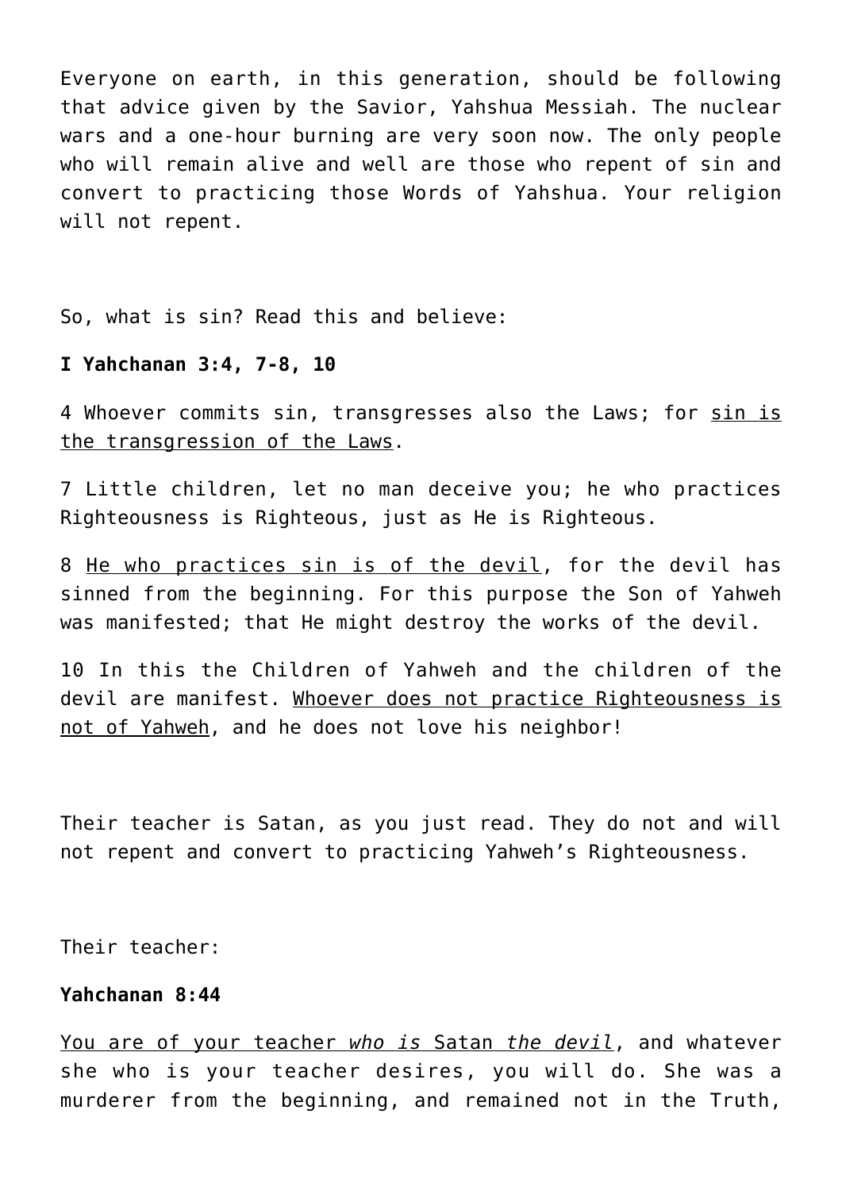Everyone on earth, in this generation, should be following that advice given by the Savior, Yahshua Messiah. The nuclear wars and a one-hour burning are very soon now. The only people who will remain alive and well are those who repent of sin and convert to practicing those Words of Yahshua. Your religion will not repent.

So, what is sin? Read this and believe:

**I Yahchanan 3:4, 7-8, 10**

4 Whoever commits sin, transgresses also the Laws; for <u>sin is the transgression of the Laws</u>.

7 Little children, let no man deceive you; he who practices Righteousness is Righteous, just as He is Righteous.

8 <u>He who practices sin is of the devil</u>, for the devil has sinned from the beginning. For this purpose the Son of Yahweh was manifested; that He might destroy the works of the devil.

10 In this the Children of Yahweh and the children of the devil are manifest. <u>Whoever does not practice Righteousness is not of Yahweh</u>, and he does not love his neighbor!

Their teacher is Satan, as you just read. They do not and will not repent and convert to practicing Yahweh's Righteousness.

Their teacher:

**Yahchanan 8:44**

<u>You are of your teacher *who is* Satan *the devil*</u>, and whatever she who is your teacher desires, you will do. She was a murderer from the beginning, and remained not in the Truth,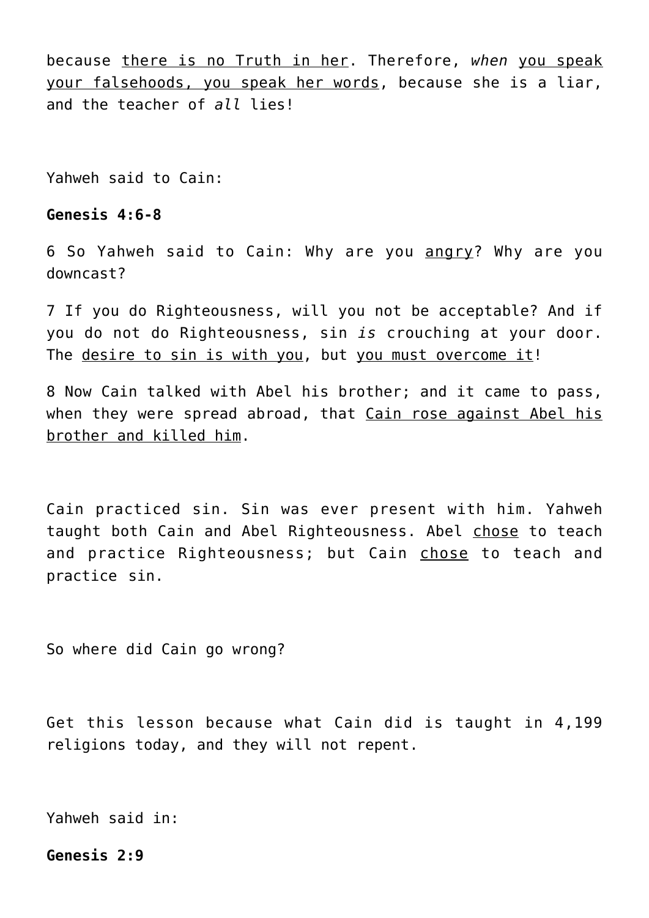because <u>there is no Truth in her</u>. Therefore, *when* <u>you speak your falsehoods, you speak her words</u>, because she is a liar, and the teacher of *all* lies!

Yahweh said to Cain:

**Genesis 4:6-8**

6 So Yahweh said to Cain: Why are you <u>angry</u>? Why are you downcast?

7 If you do Righteousness, will you not be acceptable? And if you do not do Righteousness, sin *is* crouching at your door. The <u>desire to sin is with you</u>, but <u>you must overcome it</u>!

8 Now Cain talked with Abel his brother; and it came to pass, when they were spread abroad, that <u>Cain rose against Abel his brother and killed him</u>.

Cain practiced sin. Sin was ever present with him. Yahweh taught both Cain and Abel Righteousness. Abel <u>chose</u> to teach and practice Righteousness; but Cain <u>chose</u> to teach and practice sin.

So where did Cain go wrong?

Get this lesson because what Cain did is taught in 4,199 religions today, and they will not repent.

Yahweh said in:

**Genesis 2:9**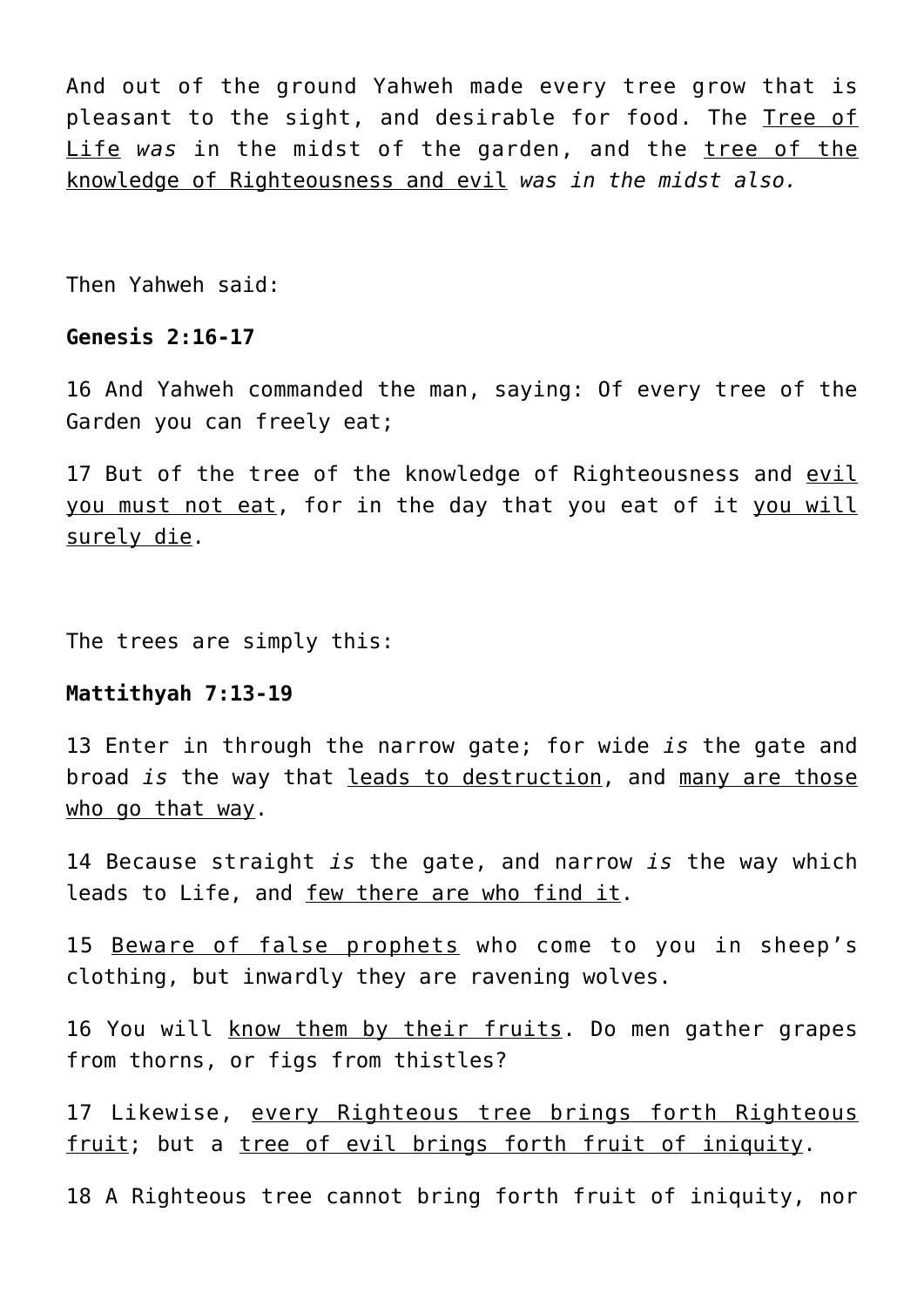And out of the ground Yahweh made every tree grow that is pleasant to the sight, and desirable for food. The <u>Tree of Life</u> *was* in the midst of the garden, and the <u>tree of the knowledge of Righteousness and evil</u> *was in the midst also.*

Then Yahweh said:

**Genesis 2:16-17**

16 And Yahweh commanded the man, saying: Of every tree of the Garden you can freely eat;

17 But of the tree of the knowledge of Righteousness and <u>evil you must not eat</u>, for in the day that you eat of it <u>you will surely die</u>.

The trees are simply this:

**Mattithyah 7:13-19**

13 Enter in through the narrow gate; for wide *is* the gate and broad *is* the way that <u>leads to destruction</u>, and <u>many are those who go that way</u>.

14 Because straight *is* the gate, and narrow *is* the way which leads to Life, and <u>few there are who find it</u>.

15 <u>Beware of false prophets</u> who come to you in sheep's clothing, but inwardly they are ravening wolves.

16 You will <u>know them by their fruits</u>. Do men gather grapes from thorns, or figs from thistles?

17 Likewise, <u>every Righteous tree brings forth Righteous fruit</u>; but a <u>tree of evil brings forth fruit of iniquity</u>.

18 A Righteous tree cannot bring forth fruit of iniquity, nor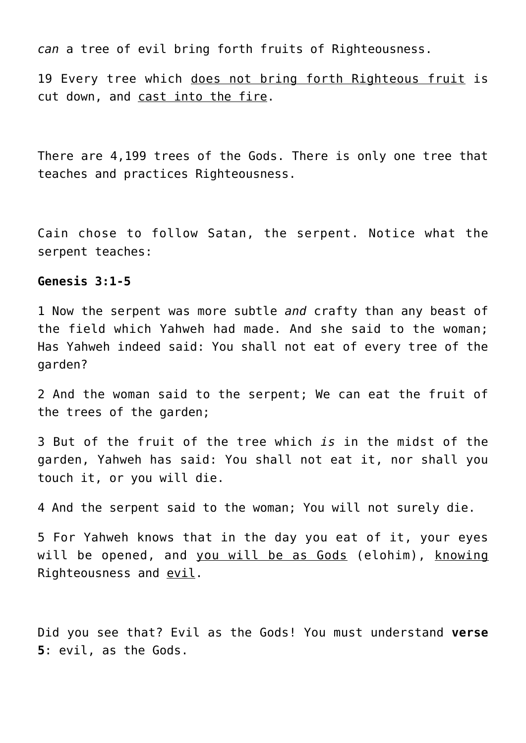*can* a tree of evil bring forth fruits of Righteousness.

19 Every tree which <u>does not bring forth Righteous fruit</u> is cut down, and <u>cast into the fire</u>.

There are 4,199 trees of the Gods. There is only one tree that teaches and practices Righteousness.

Cain chose to follow Satan, the serpent. Notice what the serpent teaches:

**Genesis 3:1-5**

1 Now the serpent was more subtle *and* crafty than any beast of the field which Yahweh had made. And she said to the woman; Has Yahweh indeed said: You shall not eat of every tree of the garden?

2 And the woman said to the serpent; We can eat the fruit of the trees of the garden;

3 But of the fruit of the tree which *is* in the midst of the garden, Yahweh has said: You shall not eat it, nor shall you touch it, or you will die.

4 And the serpent said to the woman; You will not surely die.

5 For Yahweh knows that in the day you eat of it, your eyes will be opened, and <u>you will be as Gods</u> (elohim), <u>knowing</u> Righteousness and <u>evil</u>.

Did you see that? Evil as the Gods! You must understand **verse 5**: evil, as the Gods.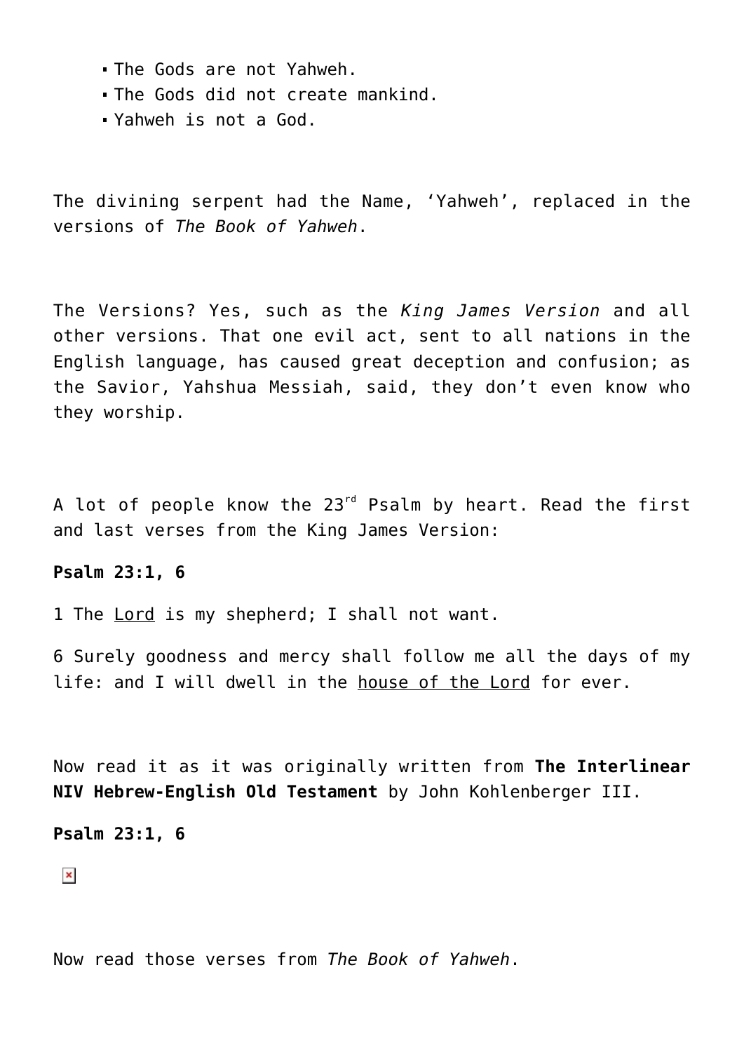- The Gods are not Yahweh.
- The Gods did not create mankind.
- Yahweh is not a God.

The divining serpent had the Name, 'Yahweh', replaced in the versions of *The Book of Yahweh*.

The Versions? Yes, such as the *King James Version* and all other versions. That one evil act, sent to all nations in the English language, has caused great deception and confusion; as the Savior, Yahshua Messiah, said, they don't even know who they worship.

A lot of people know the 23rd Psalm by heart. Read the first and last verses from the King James Version:

**Psalm 23:1, 6**

1 The <u>Lord</u> is my shepherd; I shall not want.

6 Surely goodness and mercy shall follow me all the days of my life: and I will dwell in the <u>house of the Lord</u> for ever.

Now read it as it was originally written from **The Interlinear NIV Hebrew-English Old Testament** by John Kohlenberger III.

**Psalm 23:1, 6**

Now read those verses from *The Book of Yahweh*.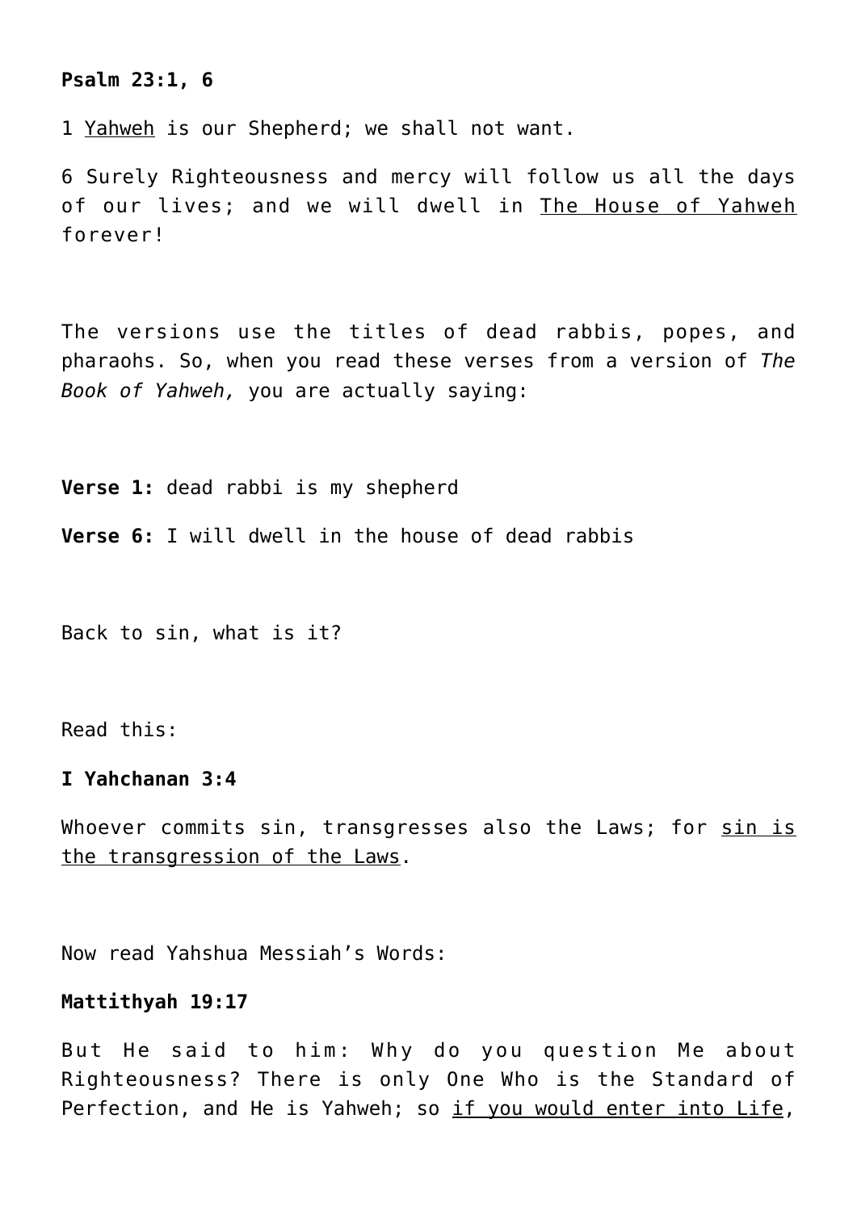**Psalm 23:1, 6**

1 <u>Yahweh</u> is our Shepherd; we shall not want.

6 Surely Righteousness and mercy will follow us all the days of our lives; and we will dwell in <u>The House of Yahweh</u> forever!

The versions use the titles of dead rabbis, popes, and pharaohs. So, when you read these verses from a version of *The Book of Yahweh,* you are actually saying:

**Verse 1:** dead rabbi is my shepherd

**Verse 6:** I will dwell in the house of dead rabbis

Back to sin, what is it?

Read this:

**I Yahchanan 3:4**

Whoever commits sin, transgresses also the Laws; for <u>sin is the transgression of the Laws</u>.

Now read Yahshua Messiah's Words:

**Mattithyah 19:17**

But He said to him: Why do you question Me about Righteousness? There is only One Who is the Standard of Perfection, and He is Yahweh; so <u>if you would enter into Life</u>,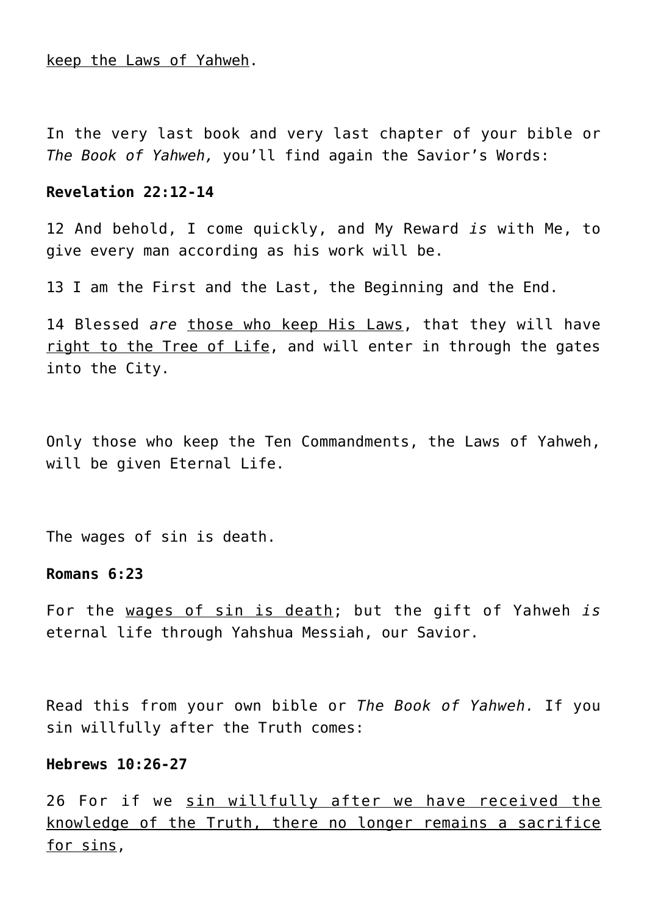keep the Laws of Yahweh.

In the very last book and very last chapter of your bible or *The Book of Yahweh,* you'll find again the Savior's Words:

**Revelation 22:12-14**

12 And behold, I come quickly, and My Reward *is* with Me, to give every man according as his work will be.

13 I am the First and the Last, the Beginning and the End.

14 Blessed *are* those who keep His Laws, that they will have right to the Tree of Life, and will enter in through the gates into the City.

Only those who keep the Ten Commandments, the Laws of Yahweh, will be given Eternal Life.

The wages of sin is death.

**Romans 6:23**

For the wages of sin is death; but the gift of Yahweh *is* eternal life through Yahshua Messiah, our Savior.

Read this from your own bible or *The Book of Yahweh.* If you sin willfully after the Truth comes:

**Hebrews 10:26-27**

26 For if we sin willfully after we have received the knowledge of the Truth, there no longer remains a sacrifice for sins,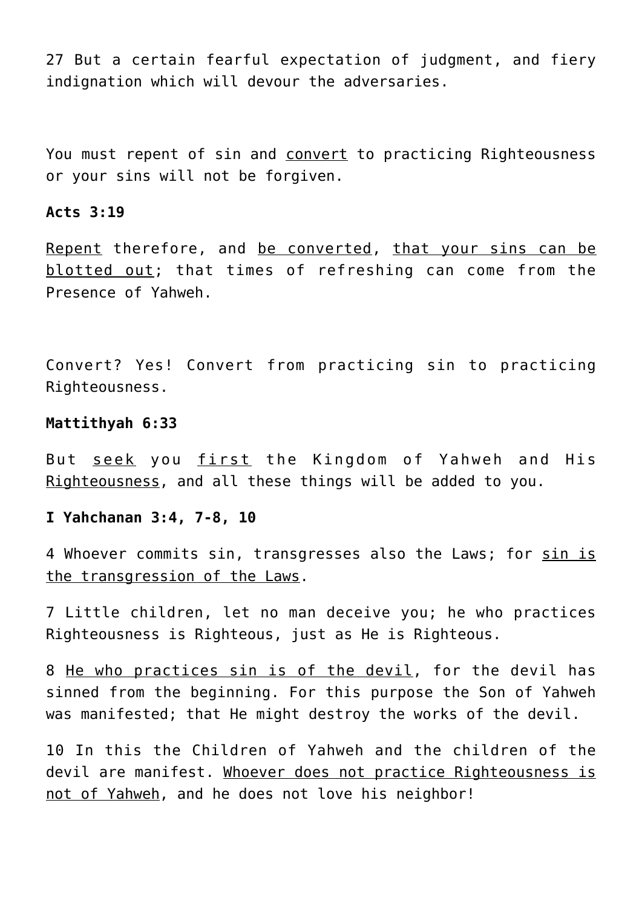27 But a certain fearful expectation of judgment, and fiery indignation which will devour the adversaries.

You must repent of sin and <u>convert</u> to practicing Righteousness or your sins will not be forgiven.

**Acts 3:19**

<u>Repent</u> therefore, and <u>be converted</u>, <u>that your sins can be blotted out</u>; that times of refreshing can come from the Presence of Yahweh.

Convert? Yes! Convert from practicing sin to practicing Righteousness.

**Mattithyah 6:33**

But <u>seek</u> you <u>first</u> the Kingdom of Yahweh and His <u>Righteousness</u>, and all these things will be added to you.

**I Yahchanan 3:4, 7-8, 10**

4 Whoever commits sin, transgresses also the Laws; for <u>sin is the transgression of the Laws</u>.

7 Little children, let no man deceive you; he who practices Righteousness is Righteous, just as He is Righteous.

8 <u>He who practices sin is of the devil</u>, for the devil has sinned from the beginning. For this purpose the Son of Yahweh was manifested; that He might destroy the works of the devil.

10 In this the Children of Yahweh and the children of the devil are manifest. <u>Whoever does not practice Righteousness is not of Yahweh</u>, and he does not love his neighbor!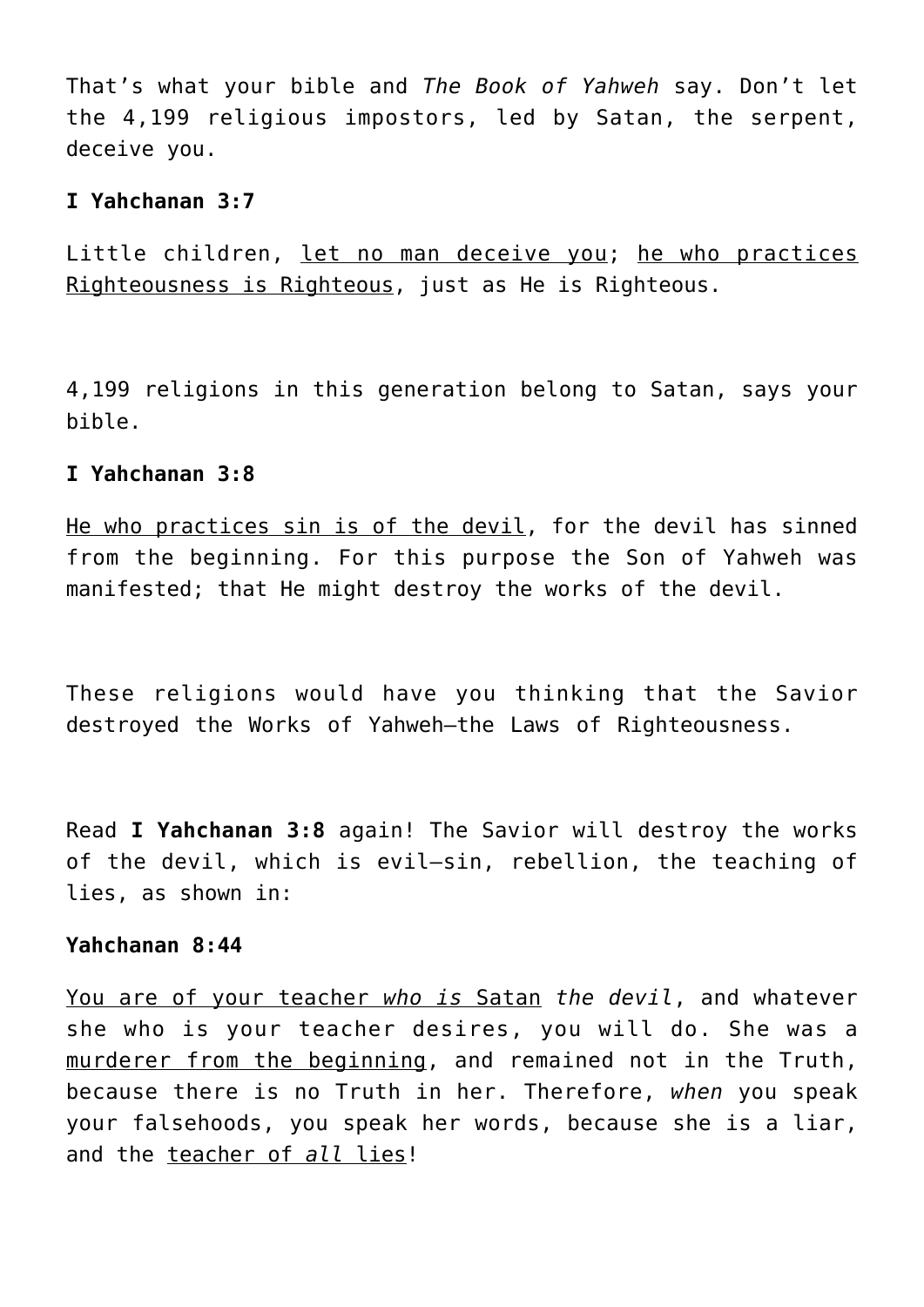That's what your bible and *The Book of Yahweh* say. Don't let the 4,199 religious impostors, led by Satan, the serpent, deceive you.

**I Yahchanan 3:7**

Little children, <u>let no man deceive you</u>; <u>he who practices Righteousness is Righteous</u>, just as He is Righteous.

4,199 religions in this generation belong to Satan, says your bible.

**I Yahchanan 3:8**

<u>He who practices sin is of the devil</u>, for the devil has sinned from the beginning. For this purpose the Son of Yahweh was manifested; that He might destroy the works of the devil.

These religions would have you thinking that the Savior destroyed the Works of Yahweh—the Laws of Righteousness.

Read **I Yahchanan 3:8** again! The Savior will destroy the works of the devil, which is evil—sin, rebellion, the teaching of lies, as shown in:

**Yahchanan 8:44**

<u>You are of your teacher *who is* Satan</u> *the devil*, and whatever she who is your teacher desires, you will do. She was a <u>murderer from the beginning</u>, and remained not in the Truth, because there is no Truth in her. Therefore, *when* you speak your falsehoods, you speak her words, because she is a liar, and the <u>teacher of *all* lies</u>!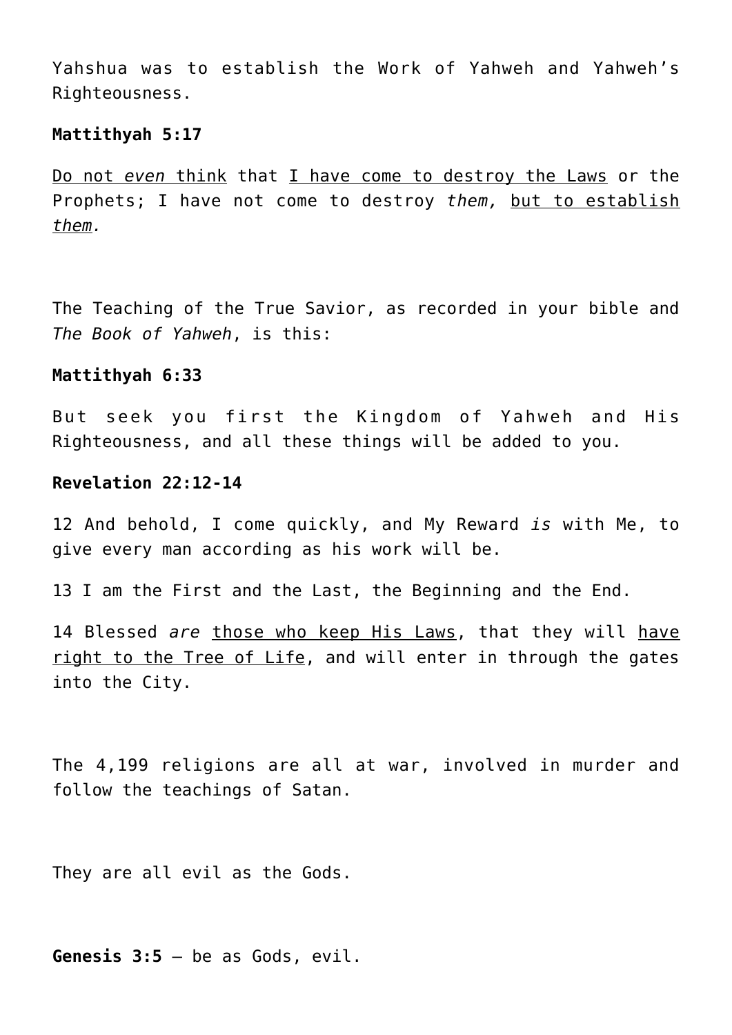Yahshua was to establish the Work of Yahweh and Yahweh's Righteousness.

**Mattithyah 5:17**

<u>Do not *even* think</u> that <u>I have come to destroy the Laws</u> or the Prophets; I have not come to destroy *them,* <u>but to establish *them*</u>*.*

The Teaching of the True Savior, as recorded in your bible and *The Book of Yahweh*, is this:

**Mattithyah 6:33**

But seek you first the Kingdom of Yahweh and His Righteousness, and all these things will be added to you.

**Revelation 22:12-14**

12 And behold, I come quickly, and My Reward *is* with Me, to give every man according as his work will be.

13 I am the First and the Last, the Beginning and the End.

14 Blessed *are* <u>those who keep His Laws</u>, that they will <u>have right to the Tree of Life</u>, and will enter in through the gates into the City.

The 4,199 religions are all at war, involved in murder and follow the teachings of Satan.

They are all evil as the Gods.

**Genesis 3:5** – be as Gods, evil.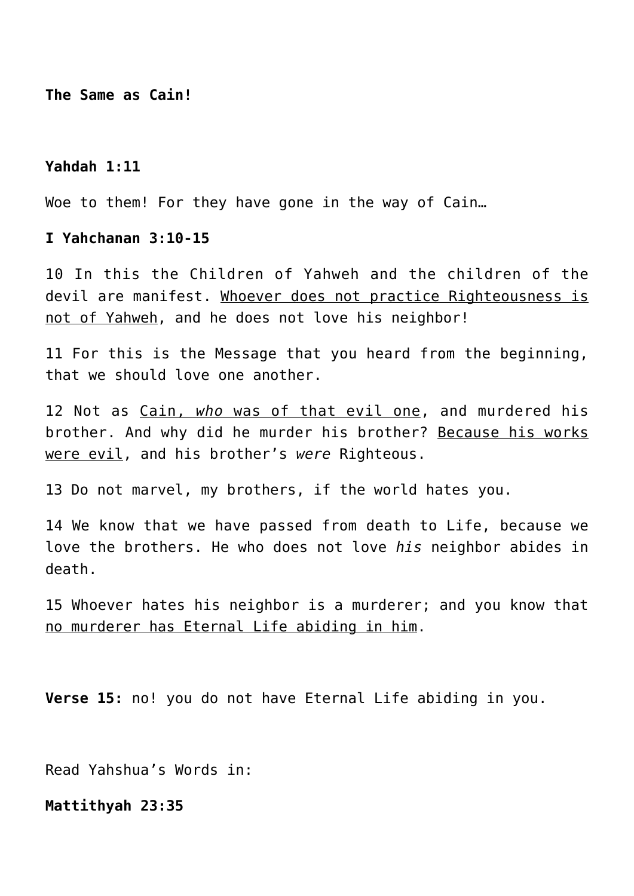**The Same as Cain!**

**Yahdah 1:11**

Woe to them! For they have gone in the way of Cain…

**I Yahchanan 3:10-15**

10 In this the Children of Yahweh and the children of the devil are manifest. <u>Whoever does not practice Righteousness is not of Yahweh</u>, and he does not love his neighbor!

11 For this is the Message that you heard from the beginning, that we should love one another.

12 Not as <u>Cain, *who* was of that evil one</u>, and murdered his brother. And why did he murder his brother? <u>Because his works were evil</u>, and his brother's *were* Righteous.

13 Do not marvel, my brothers, if the world hates you.

14 We know that we have passed from death to Life, because we love the brothers. He who does not love *his* neighbor abides in death.

15 Whoever hates his neighbor is a murderer; and you know that <u>no murderer has Eternal Life abiding in him</u>.

**Verse 15:** no! you do not have Eternal Life abiding in you.

Read Yahshua's Words in:

**Mattithyah 23:35**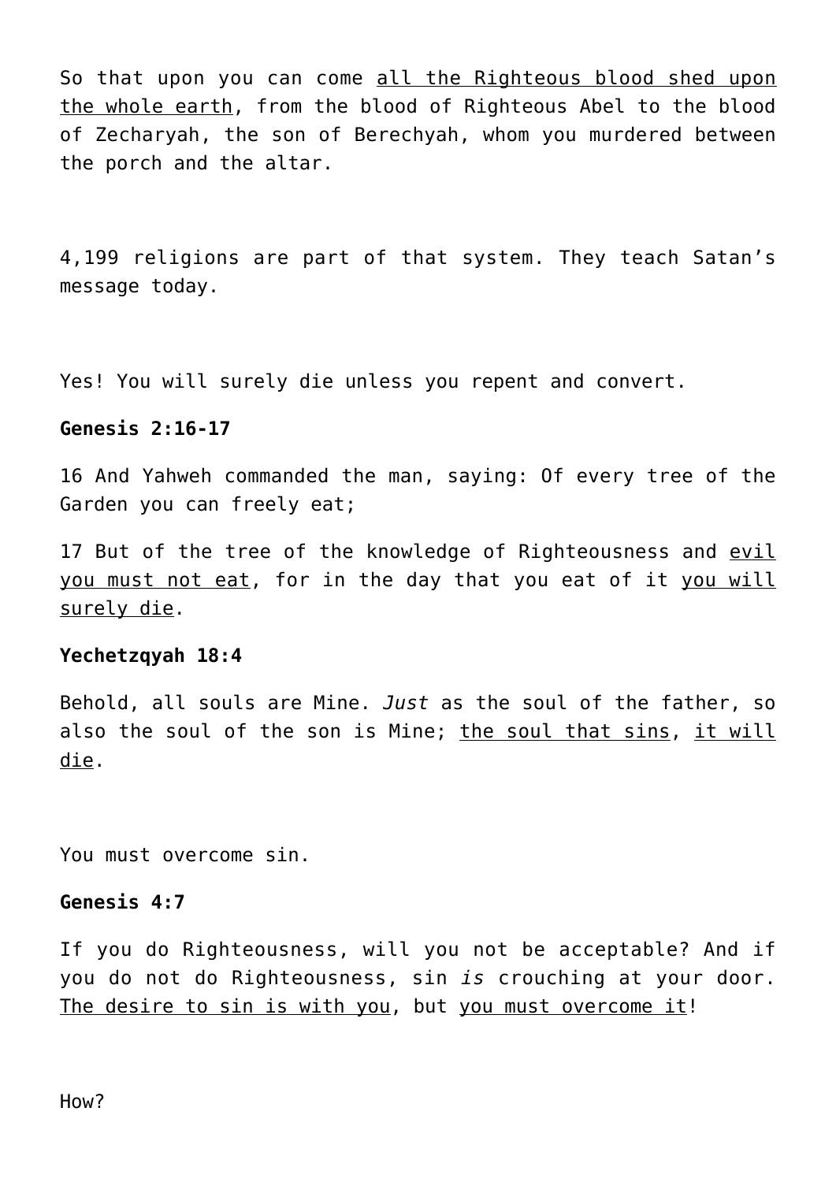So that upon you can come <u>all the Righteous blood shed upon the whole earth</u>, from the blood of Righteous Abel to the blood of Zecharyah, the son of Berechyah, whom you murdered between the porch and the altar.

4,199 religions are part of that system. They teach Satan's message today.

Yes! You will surely die unless you repent and convert.

**Genesis 2:16-17**

16 And Yahweh commanded the man, saying: Of every tree of the Garden you can freely eat;

17 But of the tree of the knowledge of Righteousness and <u>evil you must not eat</u>, for in the day that you eat of it <u>you will surely die</u>.

**Yechetzqyah 18:4**

Behold, all souls are Mine. *Just* as the soul of the father, so also the soul of the son is Mine; <u>the soul that sins</u>, <u>it will die</u>.

You must overcome sin.

**Genesis 4:7**

If you do Righteousness, will you not be acceptable? And if you do not do Righteousness, sin *is* crouching at your door. <u>The desire to sin is with you</u>, but <u>you must overcome it</u>!

How?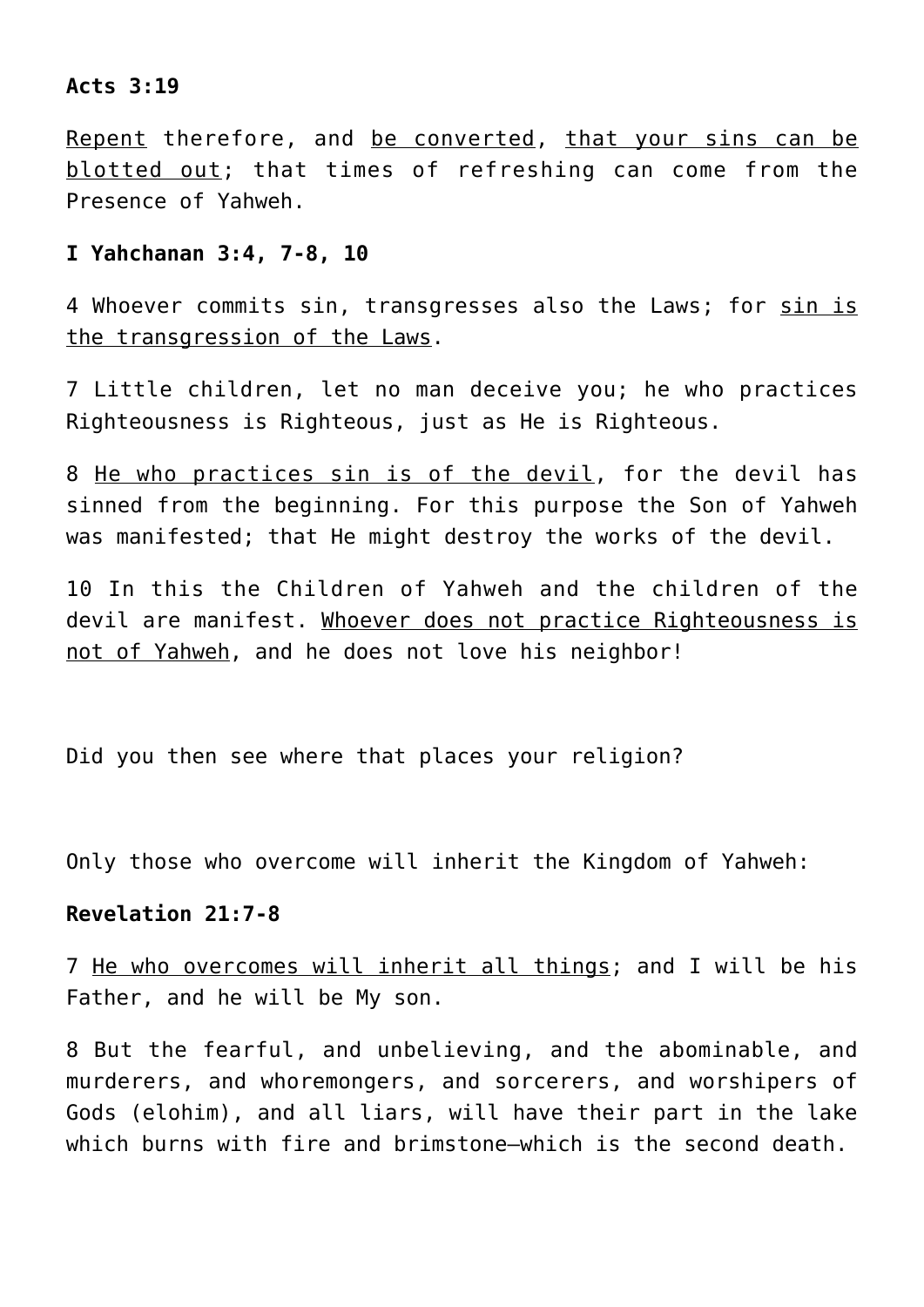**Acts 3:19**

<u>Repent</u> therefore, and <u>be converted</u>, <u>that your sins can be blotted out</u>; that times of refreshing can come from the Presence of Yahweh.

**I Yahchanan 3:4, 7-8, 10**

4 Whoever commits sin, transgresses also the Laws; for <u>sin is the transgression of the Laws</u>.

7 Little children, let no man deceive you; he who practices Righteousness is Righteous, just as He is Righteous.

8 <u>He who practices sin is of the devil</u>, for the devil has sinned from the beginning. For this purpose the Son of Yahweh was manifested; that He might destroy the works of the devil.

10 In this the Children of Yahweh and the children of the devil are manifest. <u>Whoever does not practice Righteousness is not of Yahweh</u>, and he does not love his neighbor!

Did you then see where that places your religion?

Only those who overcome will inherit the Kingdom of Yahweh:

**Revelation 21:7-8**

7 <u>He who overcomes will inherit all things</u>; and I will be his Father, and he will be My son.

8 But the fearful, and unbelieving, and the abominable, and murderers, and whoremongers, and sorcerers, and worshipers of Gods (elohim), and all liars, will have their part in the lake which burns with fire and brimstone—which is the second death.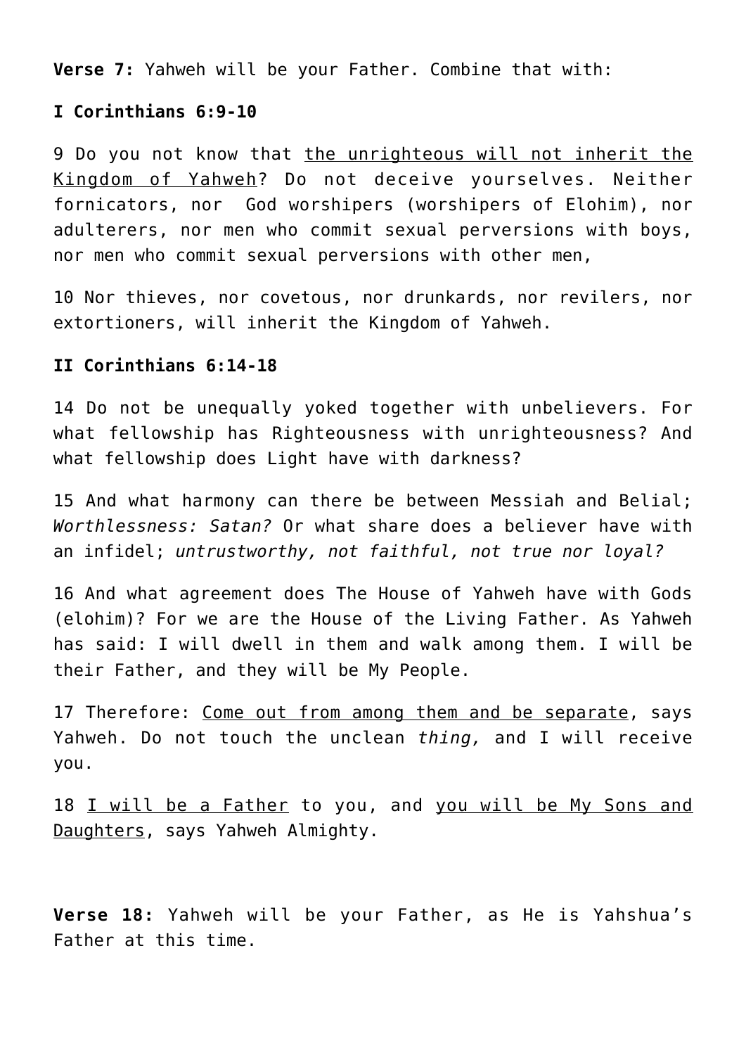**Verse 7:** Yahweh will be your Father. Combine that with:

**I Corinthians 6:9-10**

9 Do you not know that <u>the unrighteous will not inherit the Kingdom of Yahweh</u>? Do not deceive yourselves. Neither fornicators, nor God worshipers (worshipers of Elohim), nor adulterers, nor men who commit sexual perversions with boys, nor men who commit sexual perversions with other men,

10 Nor thieves, nor covetous, nor drunkards, nor revilers, nor extortioners, will inherit the Kingdom of Yahweh.

**II Corinthians 6:14-18**

14 Do not be unequally yoked together with unbelievers. For what fellowship has Righteousness with unrighteousness? And what fellowship does Light have with darkness?

15 And what harmony can there be between Messiah and Belial; *Worthlessness: Satan?* Or what share does a believer have with an infidel; *untrustworthy, not faithful, not true nor loyal?*

16 And what agreement does The House of Yahweh have with Gods (elohim)? For we are the House of the Living Father. As Yahweh has said: I will dwell in them and walk among them. I will be their Father, and they will be My People.

17 Therefore: <u>Come out from among them and be separate</u>, says Yahweh. Do not touch the unclean *thing,* and I will receive you.

18 <u>I will be a Father</u> to you, and <u>you will be My Sons and Daughters</u>, says Yahweh Almighty.

**Verse 18:** Yahweh will be your Father, as He is Yahshua's Father at this time.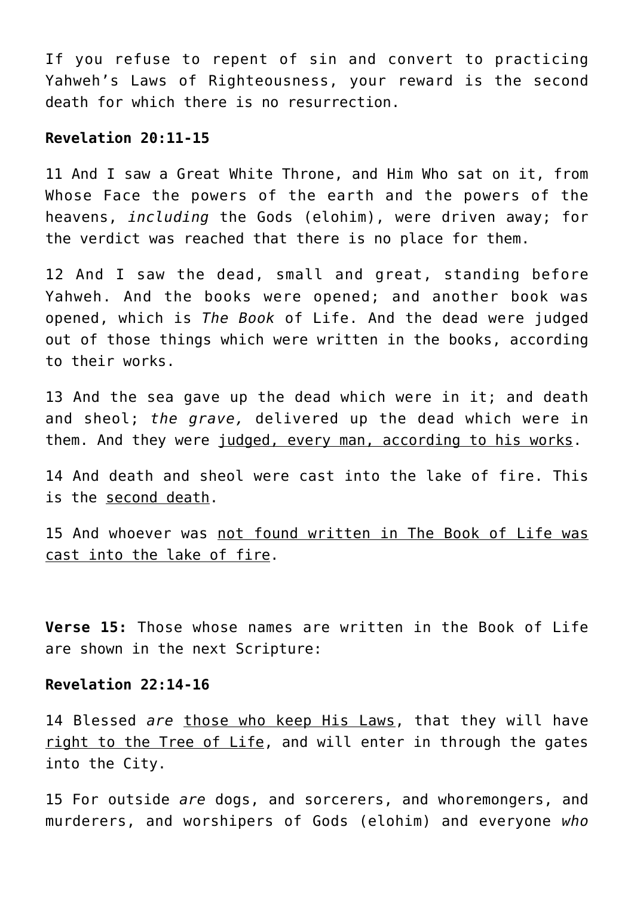If you refuse to repent of sin and convert to practicing Yahweh's Laws of Righteousness, your reward is the second death for which there is no resurrection.

**Revelation 20:11-15**

11 And I saw a Great White Throne, and Him Who sat on it, from Whose Face the powers of the earth and the powers of the heavens, *including* the Gods (elohim), were driven away; for the verdict was reached that there is no place for them.

12 And I saw the dead, small and great, standing before Yahweh. And the books were opened; and another book was opened, which is *The Book* of Life. And the dead were judged out of those things which were written in the books, according to their works.

13 And the sea gave up the dead which were in it; and death and sheol; *the grave,* delivered up the dead which were in them. And they were <u>judged, every man, according to his works</u>.

14 And death and sheol were cast into the lake of fire. This is the <u>second death</u>.

15 And whoever was <u>not found written in The Book of Life was cast into the lake of fire</u>.

**Verse 15:** Those whose names are written in the Book of Life are shown in the next Scripture:

**Revelation 22:14-16**

14 Blessed *are* <u>those who keep His Laws</u>, that they will have <u>right to the Tree of Life</u>, and will enter in through the gates into the City.

15 For outside *are* dogs, and sorcerers, and whoremongers, and murderers, and worshipers of Gods (elohim) and everyone *who*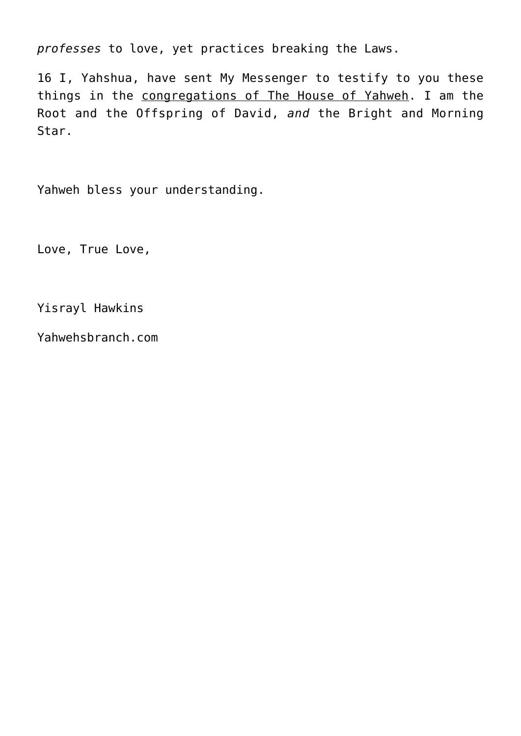*professes* to love, yet practices breaking the Laws.

16 I, Yahshua, have sent My Messenger to testify to you these things in the congregations of The House of Yahweh. I am the Root and the Offspring of David, *and* the Bright and Morning Star.

Yahweh bless your understanding.

Love, True Love,

Yisrayl Hawkins

Yahwehsbranch.com